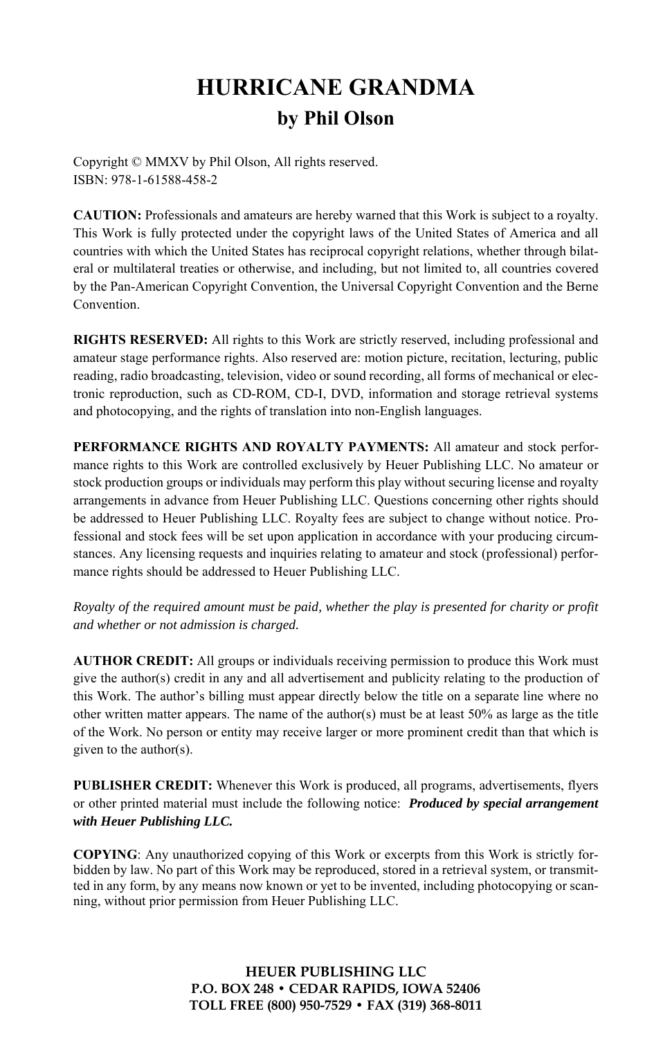# HURRICANE GRANDMA

## by Phil Olson

Copyright © MMXV by Phil Olson, All rights reserved.
ISBN: 978-1-61588-458-2

**CAUTION:** Professionals and amateurs are hereby warned that this Work is subject to a royalty. This Work is fully protected under the copyright laws of the United States of America and all countries with which the United States has reciprocal copyright relations, whether through bilateral or multilateral treaties or otherwise, and including, but not limited to, all countries covered by the Pan-American Copyright Convention, the Universal Copyright Convention and the Berne Convention.

**RIGHTS RESERVED:** All rights to this Work are strictly reserved, including professional and amateur stage performance rights. Also reserved are: motion picture, recitation, lecturing, public reading, radio broadcasting, television, video or sound recording, all forms of mechanical or electronic reproduction, such as CD-ROM, CD-I, DVD, information and storage retrieval systems and photocopying, and the rights of translation into non-English languages.

**PERFORMANCE RIGHTS AND ROYALTY PAYMENTS:** All amateur and stock performance rights to this Work are controlled exclusively by Heuer Publishing LLC. No amateur or stock production groups or individuals may perform this play without securing license and royalty arrangements in advance from Heuer Publishing LLC. Questions concerning other rights should be addressed to Heuer Publishing LLC. Royalty fees are subject to change without notice. Professional and stock fees will be set upon application in accordance with your producing circumstances. Any licensing requests and inquiries relating to amateur and stock (professional) performance rights should be addressed to Heuer Publishing LLC.

*Royalty of the required amount must be paid, whether the play is presented for charity or profit and whether or not admission is charged.*

**AUTHOR CREDIT:** All groups or individuals receiving permission to produce this Work must give the author(s) credit in any and all advertisement and publicity relating to the production of this Work. The author's billing must appear directly below the title on a separate line where no other written matter appears. The name of the author(s) must be at least 50% as large as the title of the Work. No person or entity may receive larger or more prominent credit than that which is given to the author(s).

**PUBLISHER CREDIT:** Whenever this Work is produced, all programs, advertisements, flyers or other printed material must include the following notice: ***Produced by special arrangement with Heuer Publishing LLC.***

**COPYING**: Any unauthorized copying of this Work or excerpts from this Work is strictly forbidden by law. No part of this Work may be reproduced, stored in a retrieval system, or transmitted in any form, by any means now known or yet to be invented, including photocopying or scanning, without prior permission from Heuer Publishing LLC.

**HEUER PUBLISHING LLC**
**P.O. BOX 248 • CEDAR RAPIDS, IOWA 52406**
**TOLL FREE (800) 950-7529 • FAX (319) 368-8011**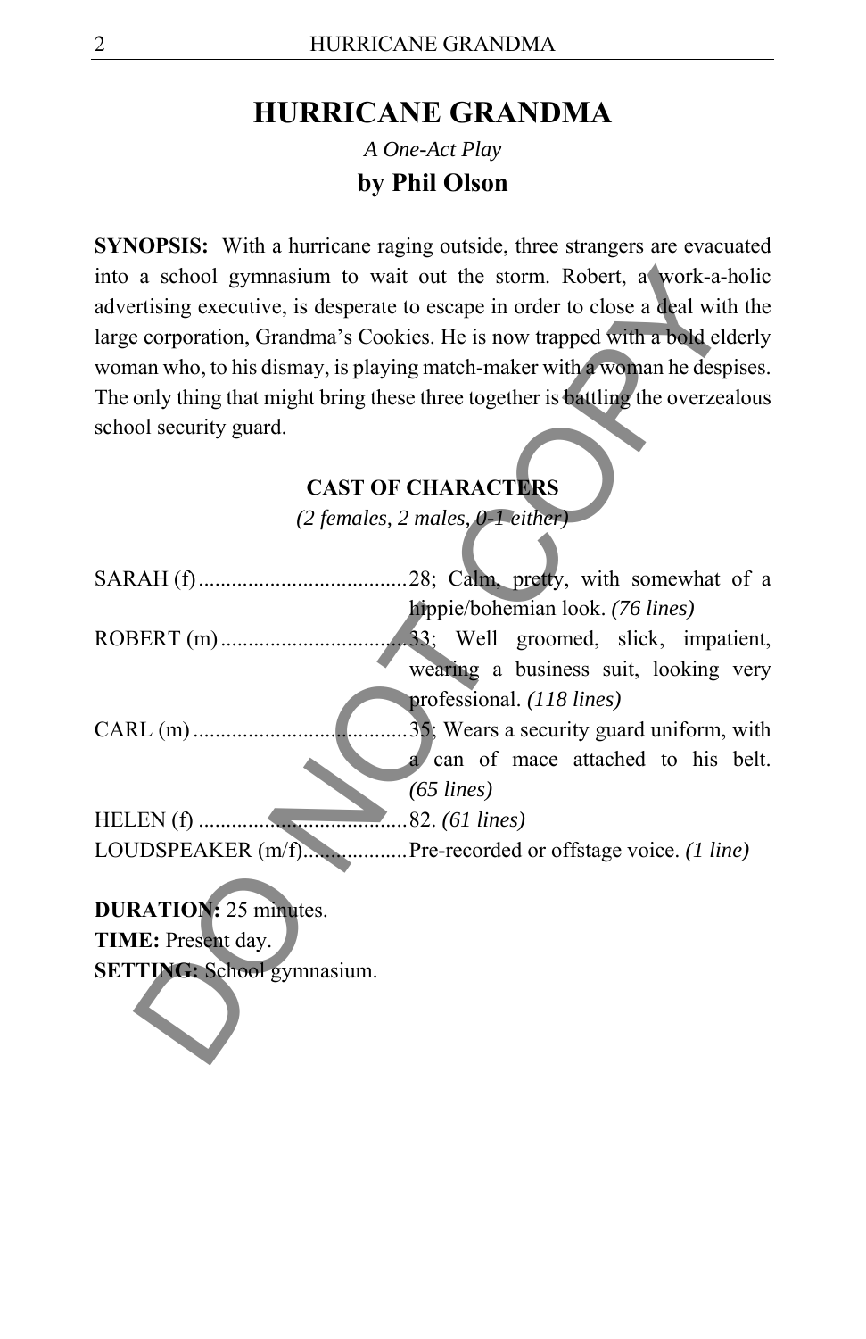# HURRICANE GRANDMA

*A One-Act Play*

**by Phil Olson**

**SYNOPSIS:** With a hurricane raging outside, three strangers are evacuated into a school gymnasium to wait out the storm. Robert, a work-a-holic advertising executive, is desperate to escape in order to close a deal with the large corporation, Grandma's Cookies. He is now trapped with a bold elderly woman who, to his dismay, is playing match-maker with a woman he despises. The only thing that might bring these three together is battling the overzealous school security guard.

## CAST OF CHARACTERS

*(2 females, 2 males, 0-1 either)*

SARAH (f) ..................................... 28; Calm, pretty, with somewhat of a hippie/bohemian look. *(76 lines)*

ROBERT (m) ................................. 33; Well groomed, slick, impatient, wearing a business suit, looking very professional. *(118 lines)*

CARL (m) ...................................... 35; Wears a security guard uniform, with a can of mace attached to his belt. *(65 lines)*

HELEN (f) ..................................... 82. *(61 lines)*

LOUDSPEAKER (m/f).................. Pre-recorded or offstage voice. *(1 line)*

**DURATION:** 25 minutes.
**TIME:** Present day.
**SETTING:** School gymnasium.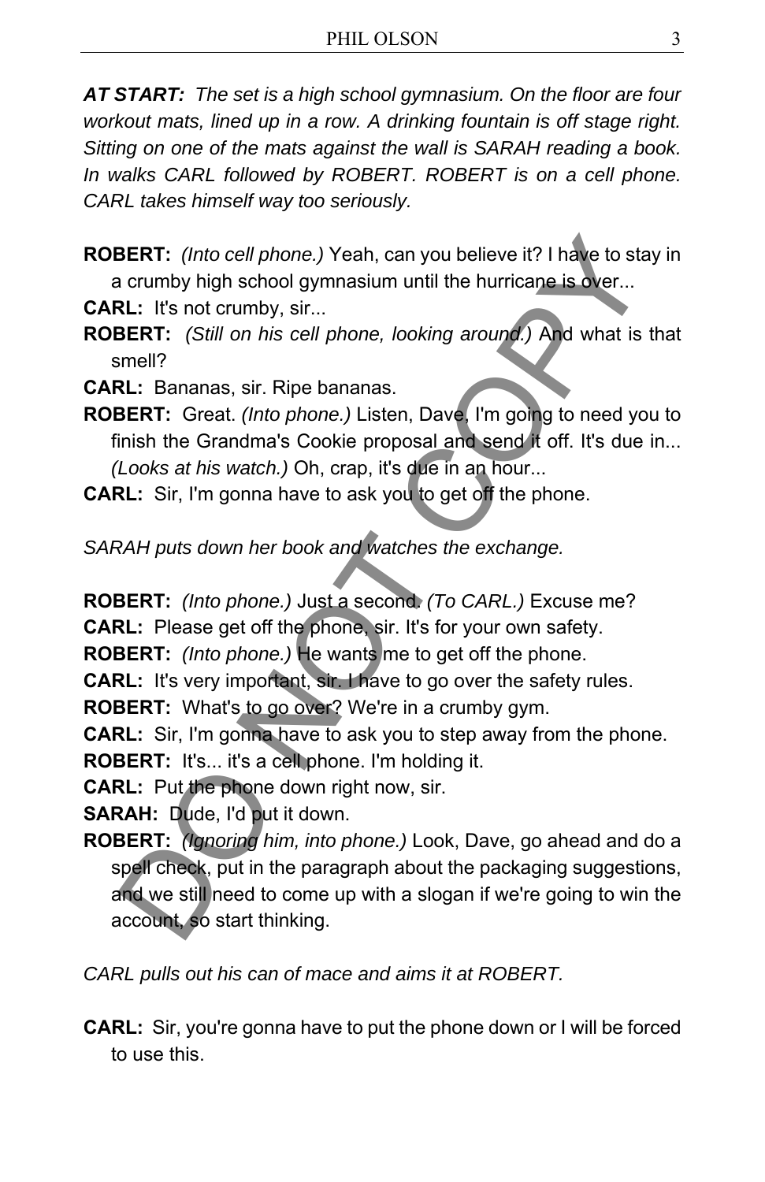***AT START:** The set is a high school gymnasium. On the floor are four workout mats, lined up in a row. A drinking fountain is off stage right. Sitting on one of the mats against the wall is SARAH reading a book. In walks CARL followed by ROBERT. ROBERT is on a cell phone. CARL takes himself way too seriously.*

**ROBERT:** *(Into cell phone.)* Yeah, can you believe it? I have to stay in a crumby high school gymnasium until the hurricane is over...

**CARL:** It's not crumby, sir...

**ROBERT:** *(Still on his cell phone, looking around.)* And what is that smell?

**CARL:** Bananas, sir. Ripe bananas.

**ROBERT:** Great. *(Into phone.)* Listen, Dave, I'm going to need you to finish the Grandma's Cookie proposal and send it off. It's due in... *(Looks at his watch.)* Oh, crap, it's due in an hour...

**CARL:** Sir, I'm gonna have to ask you to get off the phone.

*SARAH puts down her book and watches the exchange.*

**ROBERT:** *(Into phone.)* Just a second. *(To CARL.)* Excuse me?

**CARL:** Please get off the phone, sir. It's for your own safety.

**ROBERT:** *(Into phone.)* He wants me to get off the phone.

**CARL:** It's very important, sir. I have to go over the safety rules.

**ROBERT:** What's to go over? We're in a crumby gym.

**CARL:** Sir, I'm gonna have to ask you to step away from the phone.

**ROBERT:** It's... it's a cell phone. I'm holding it.

**CARL:** Put the phone down right now, sir.

**SARAH:** Dude, I'd put it down.

**ROBERT:** *(Ignoring him, into phone.)* Look, Dave, go ahead and do a spell check, put in the paragraph about the packaging suggestions, and we still need to come up with a slogan if we're going to win the account, so start thinking.

*CARL pulls out his can of mace and aims it at ROBERT.*

**CARL:** Sir, you're gonna have to put the phone down or I will be forced to use this.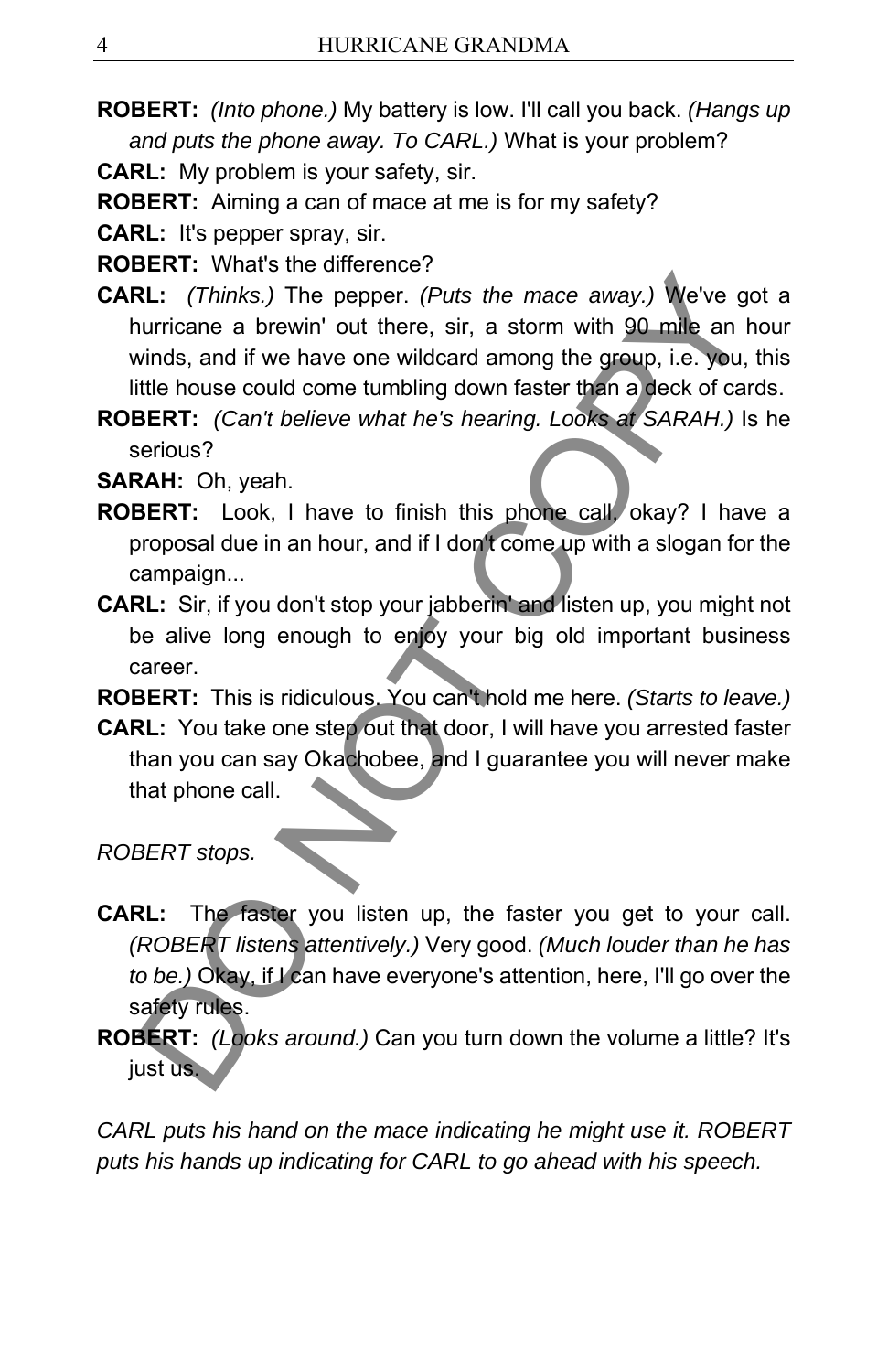**ROBERT:** *(Into phone.)* My battery is low. I'll call you back. *(Hangs up and puts the phone away. To CARL.)* What is your problem?

**CARL:** My problem is your safety, sir.

**ROBERT:** Aiming a can of mace at me is for my safety?

**CARL:** It's pepper spray, sir.

**ROBERT:** What's the difference?

**CARL:** *(Thinks.)* The pepper. *(Puts the mace away.)* We've got a hurricane a brewin' out there, sir, a storm with 90 mile an hour winds, and if we have one wildcard among the group, i.e. you, this little house could come tumbling down faster than a deck of cards.

**ROBERT:** *(Can't believe what he's hearing. Looks at SARAH.)* Is he serious?

**SARAH:** Oh, yeah.

**ROBERT:** Look, I have to finish this phone call, okay? I have a proposal due in an hour, and if I don't come up with a slogan for the campaign...

**CARL:** Sir, if you don't stop your jabberin' and listen up, you might not be alive long enough to enjoy your big old important business career.

**ROBERT:** This is ridiculous. You can't hold me here. *(Starts to leave.)*

**CARL:** You take one step out that door, I will have you arrested faster than you can say Okachobee, and I guarantee you will never make that phone call.

*ROBERT stops.*

**CARL:** The faster you listen up, the faster you get to your call. *(ROBERT listens attentively.)* Very good. *(Much louder than he has to be.)* Okay, if I can have everyone's attention, here, I'll go over the safety rules.

**ROBERT:** *(Looks around.)* Can you turn down the volume a little? It's just us.

*CARL puts his hand on the mace indicating he might use it. ROBERT puts his hands up indicating for CARL to go ahead with his speech.*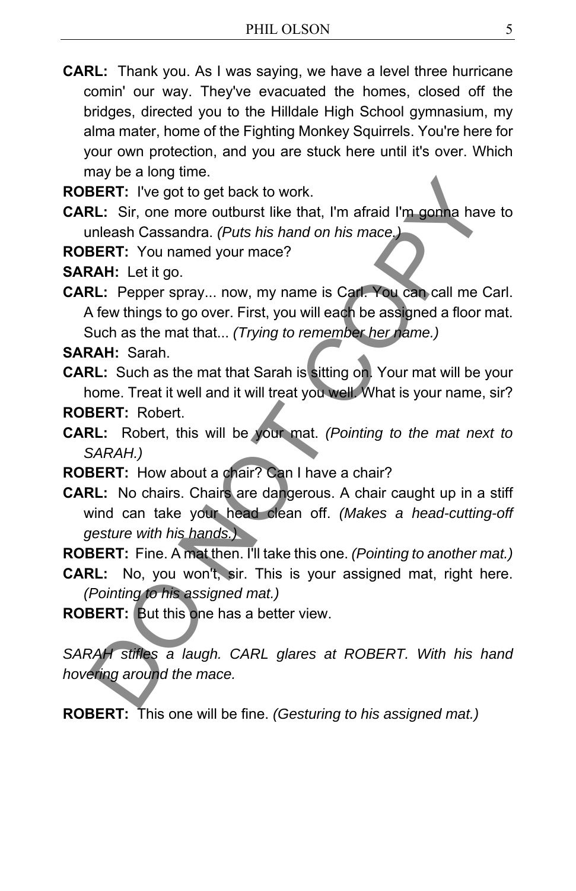**CARL:** Thank you. As I was saying, we have a level three hurricane comin' our way. They've evacuated the homes, closed off the bridges, directed you to the Hilldale High School gymnasium, my alma mater, home of the Fighting Monkey Squirrels. You're here for your own protection, and you are stuck here until it's over. Which may be a long time.

**ROBERT:** I've got to get back to work.

**CARL:** Sir, one more outburst like that, I'm afraid I'm gonna have to unleash Cassandra. *(Puts his hand on his mace.)*

**ROBERT:** You named your mace?

**SARAH:** Let it go.

**CARL:** Pepper spray... now, my name is Carl. You can call me Carl. A few things to go over. First, you will each be assigned a floor mat. Such as the mat that... *(Trying to remember her name.)*

**SARAH:** Sarah.

**CARL:** Such as the mat that Sarah is sitting on. Your mat will be your home. Treat it well and it will treat you well. What is your name, sir?

**ROBERT:** Robert.

**CARL:** Robert, this will be your mat. *(Pointing to the mat next to SARAH.)*

**ROBERT:** How about a chair? Can I have a chair?

**CARL:** No chairs. Chairs are dangerous. A chair caught up in a stiff wind can take your head clean off. *(Makes a head-cutting-off gesture with his hands.)*

**ROBERT:** Fine. A mat then. I'll take this one. *(Pointing to another mat.)*

**CARL:** No, you won't, sir. This is your assigned mat, right here. *(Pointing to his assigned mat.)*

**ROBERT:** But this one has a better view.

*SARAH stifles a laugh. CARL glares at ROBERT. With his hand hovering around the mace.*

**ROBERT:** This one will be fine. *(Gesturing to his assigned mat.)*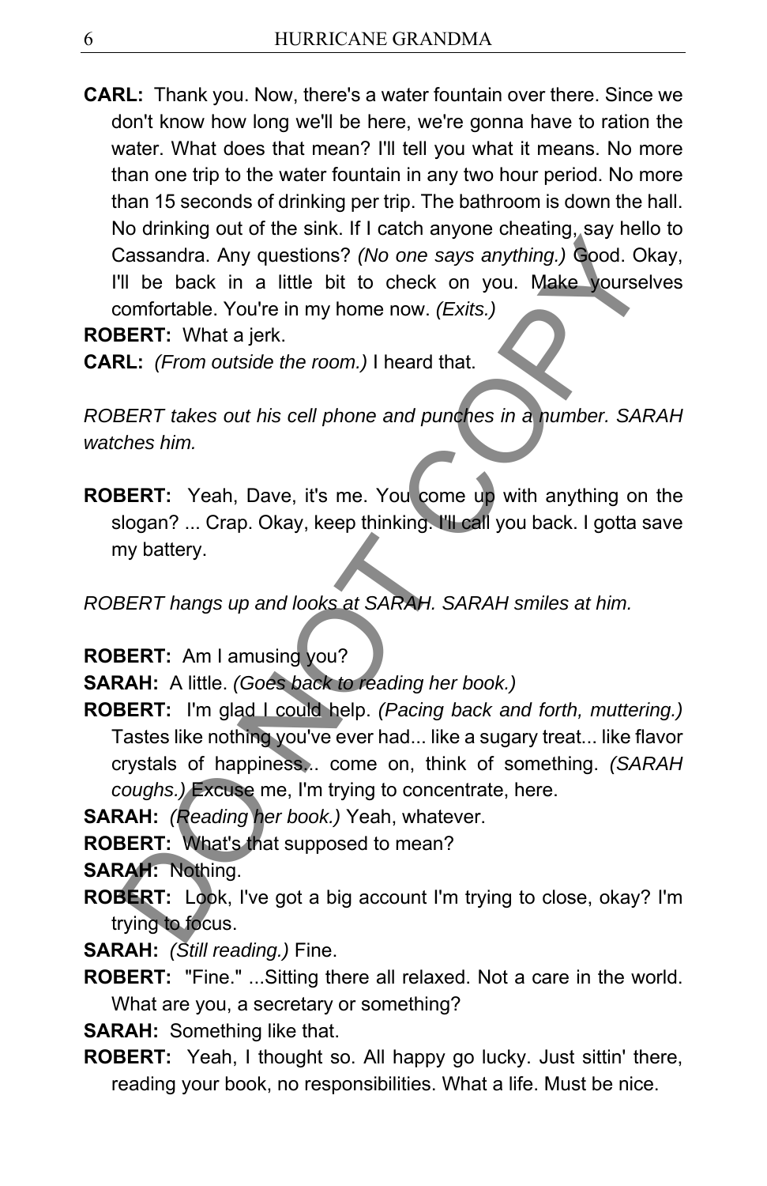**CARL:** Thank you. Now, there's a water fountain over there. Since we don't know how long we'll be here, we're gonna have to ration the water. What does that mean? I'll tell you what it means. No more than one trip to the water fountain in any two hour period. No more than 15 seconds of drinking per trip. The bathroom is down the hall. No drinking out of the sink. If I catch anyone cheating, say hello to Cassandra. Any questions? *(No one says anything.)* Good. Okay, I'll be back in a little bit to check on you. Make yourselves comfortable. You're in my home now. *(Exits.)*

**ROBERT:** What a jerk.

**CARL:** *(From outside the room.)* I heard that.

*ROBERT takes out his cell phone and punches in a number. SARAH watches him.*

**ROBERT:** Yeah, Dave, it's me. You come up with anything on the slogan? ... Crap. Okay, keep thinking. I'll call you back. I gotta save my battery.

*ROBERT hangs up and looks at SARAH. SARAH smiles at him.*

**ROBERT:** Am I amusing you?

**SARAH:** A little. *(Goes back to reading her book.)*

**ROBERT:** I'm glad I could help. *(Pacing back and forth, muttering.)* Tastes like nothing you've ever had... like a sugary treat... like flavor crystals of happiness... come on, think of something. *(SARAH coughs.)* Excuse me, I'm trying to concentrate, here.

**SARAH:** *(Reading her book.)* Yeah, whatever.

**ROBERT:** What's that supposed to mean?

**SARAH:** Nothing.

**ROBERT:** Look, I've got a big account I'm trying to close, okay? I'm trying to focus.

**SARAH:** *(Still reading.)* Fine.

**ROBERT:** "Fine." ...Sitting there all relaxed. Not a care in the world. What are you, a secretary or something?

**SARAH:** Something like that.

**ROBERT:** Yeah, I thought so. All happy go lucky. Just sittin' there, reading your book, no responsibilities. What a life. Must be nice.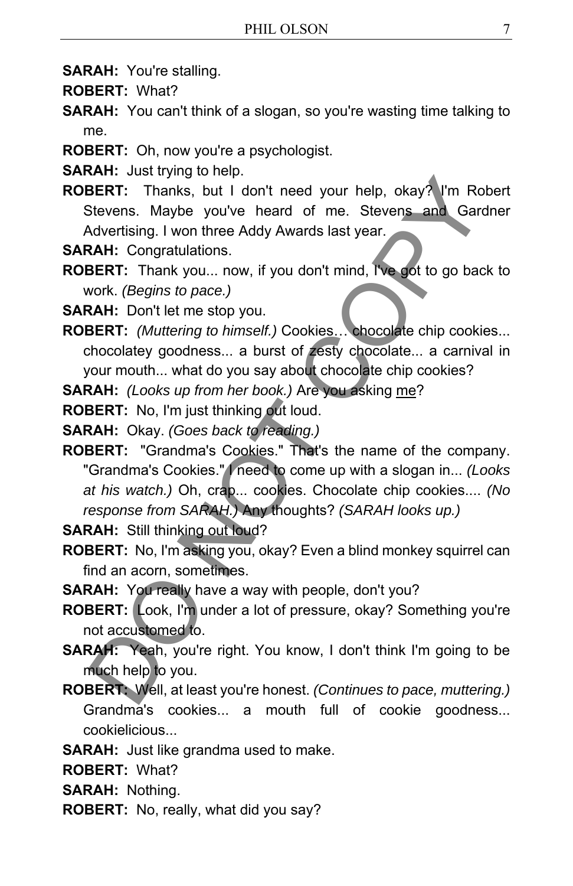**SARAH:** You're stalling.

**ROBERT:** What?

**SARAH:** You can't think of a slogan, so you're wasting time talking to me.

**ROBERT:** Oh, now you're a psychologist.

**SARAH:** Just trying to help.

**ROBERT:** Thanks, but I don't need your help, okay? I'm Robert Stevens. Maybe you've heard of me. Stevens and Gardner Advertising. I won three Addy Awards last year.

**SARAH:** Congratulations.

**ROBERT:** Thank you... now, if you don't mind, I've got to go back to work. *(Begins to pace.)*

**SARAH:** Don't let me stop you.

**ROBERT:** *(Muttering to himself.)* Cookies… chocolate chip cookies... chocolatey goodness... a burst of zesty chocolate... a carnival in your mouth... what do you say about chocolate chip cookies?

**SARAH:** *(Looks up from her book.)* Are you asking <u>me</u>?

**ROBERT:** No, I'm just thinking out loud.

**SARAH:** Okay. *(Goes back to reading.)*

**ROBERT:** "Grandma's Cookies." That's the name of the company. "Grandma's Cookies." I need to come up with a slogan in... *(Looks at his watch.)* Oh, crap... cookies. Chocolate chip cookies.... *(No response from SARAH.)* Any thoughts? *(SARAH looks up.)*

**SARAH:** Still thinking out loud?

**ROBERT:** No, I'm asking you, okay? Even a blind monkey squirrel can find an acorn, sometimes.

**SARAH:** You really have a way with people, don't you?

**ROBERT:** Look, I'm under a lot of pressure, okay? Something you're not accustomed to.

**SARAH:** Yeah, you're right. You know, I don't think I'm going to be much help to you.

**ROBERT:** Well, at least you're honest. *(Continues to pace, muttering.)* Grandma's cookies... a mouth full of cookie goodness... cookielicious...

**SARAH:** Just like grandma used to make.

**ROBERT:** What?

**SARAH:** Nothing.

**ROBERT:** No, really, what did you say?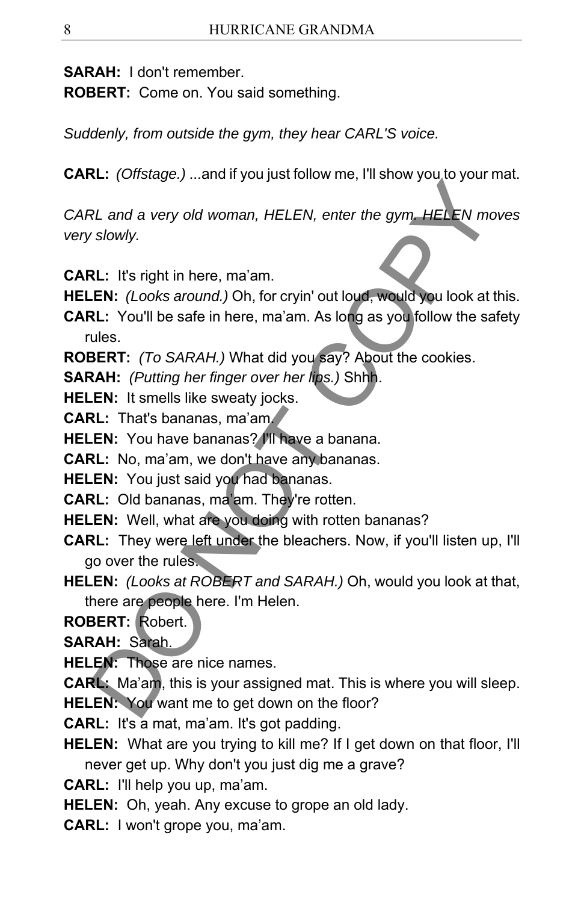**SARAH:** I don't remember.

**ROBERT:** Come on. You said something.

*Suddenly, from outside the gym, they hear CARL'S voice.*

**CARL:** *(Offstage.)* ...and if you just follow me, I'll show you to your mat.

*CARL and a very old woman, HELEN, enter the gym. HELEN moves very slowly.*

**CARL:** It's right in here, ma'am.

**HELEN:** *(Looks around.)* Oh, for cryin' out loud, would you look at this.

**CARL:** You'll be safe in here, ma'am. As long as you follow the safety rules.

**ROBERT:** *(To SARAH.)* What did you say? About the cookies.

**SARAH:** *(Putting her finger over her lips.)* Shhh.

**HELEN:** It smells like sweaty jocks.

**CARL:** That's bananas, ma'am.

**HELEN:** You have bananas? I'll have a banana.

**CARL:** No, ma'am, we don't have any bananas.

**HELEN:** You just said you had bananas.

**CARL:** Old bananas, ma'am. They're rotten.

**HELEN:** Well, what are you doing with rotten bananas?

**CARL:** They were left under the bleachers. Now, if you'll listen up, I'll go over the rules.

**HELEN:** *(Looks at ROBERT and SARAH.)* Oh, would you look at that, there are people here. I'm Helen.

**ROBERT:** Robert.

**SARAH:** Sarah.

**HELEN:** Those are nice names.

**CARL:** Ma'am, this is your assigned mat. This is where you will sleep.

**HELEN:** You want me to get down on the floor?

**CARL:** It's a mat, ma'am. It's got padding.

**HELEN:** What are you trying to kill me? If I get down on that floor, I'll never get up. Why don't you just dig me a grave?

**CARL:** I'll help you up, ma'am.

**HELEN:** Oh, yeah. Any excuse to grope an old lady.

**CARL:** I won't grope you, ma'am.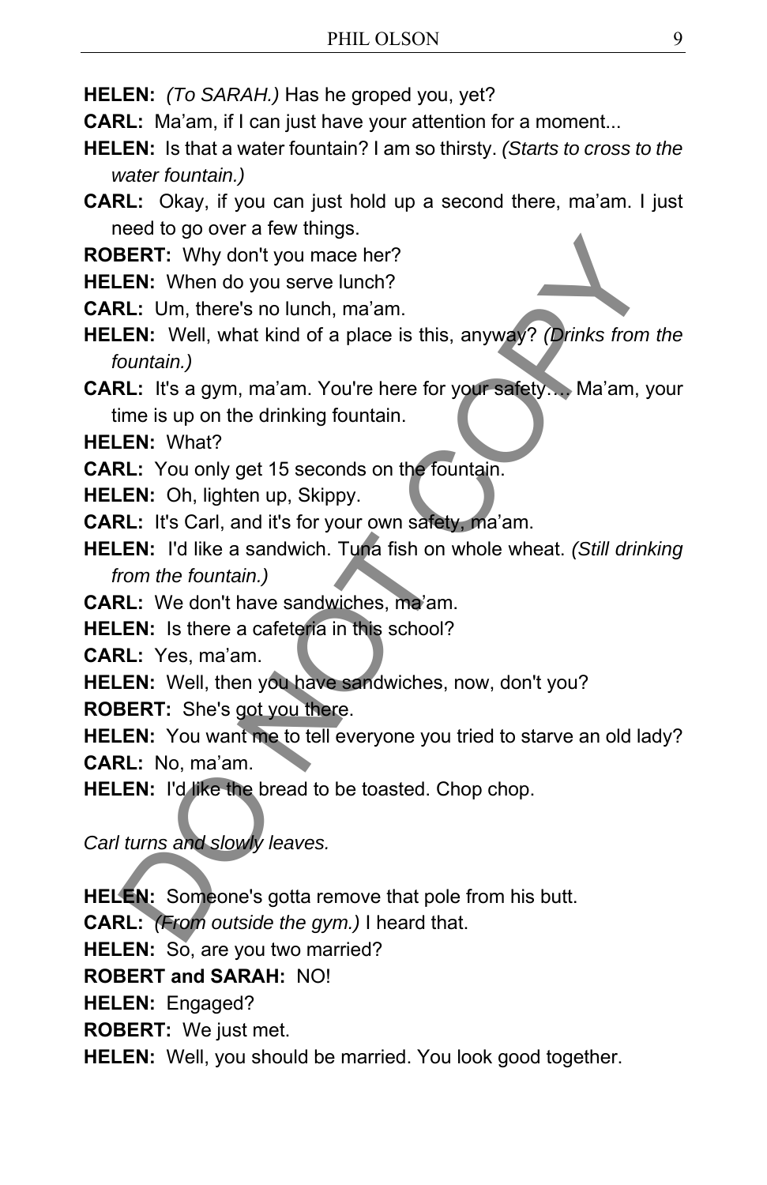**HELEN:** *(To SARAH.)* Has he groped you, yet?

**CARL:** Ma'am, if I can just have your attention for a moment...

**HELEN:** Is that a water fountain? I am so thirsty. *(Starts to cross to the water fountain.)*

**CARL:** Okay, if you can just hold up a second there, ma'am. I just need to go over a few things.

**ROBERT:** Why don't you mace her?

**HELEN:** When do you serve lunch?

**CARL:** Um, there's no lunch, ma'am.

**HELEN:** Well, what kind of a place is this, anyway? *(Drinks from the fountain.)*

**CARL:** It's a gym, ma'am. You're here for your safety…. Ma'am, your time is up on the drinking fountain.

**HELEN:** What?

**CARL:** You only get 15 seconds on the fountain.

**HELEN:** Oh, lighten up, Skippy.

**CARL:** It's Carl, and it's for your own safety, ma'am.

**HELEN:** I'd like a sandwich. Tuna fish on whole wheat. *(Still drinking from the fountain.)*

**CARL:** We don't have sandwiches, ma'am.

**HELEN:** Is there a cafeteria in this school?

**CARL:** Yes, ma'am.

**HELEN:** Well, then you have sandwiches, now, don't you?

**ROBERT:** She's got you there.

**HELEN:** You want me to tell everyone you tried to starve an old lady?

**CARL:** No, ma'am.

**HELEN:** I'd like the bread to be toasted. Chop chop.

*Carl turns and slowly leaves.*

**HELEN:** Someone's gotta remove that pole from his butt.

**CARL:** *(From outside the gym.)* I heard that.

**HELEN:** So, are you two married?

**ROBERT and SARAH:** NO!

**HELEN:** Engaged?

**ROBERT:** We just met.

**HELEN:** Well, you should be married. You look good together.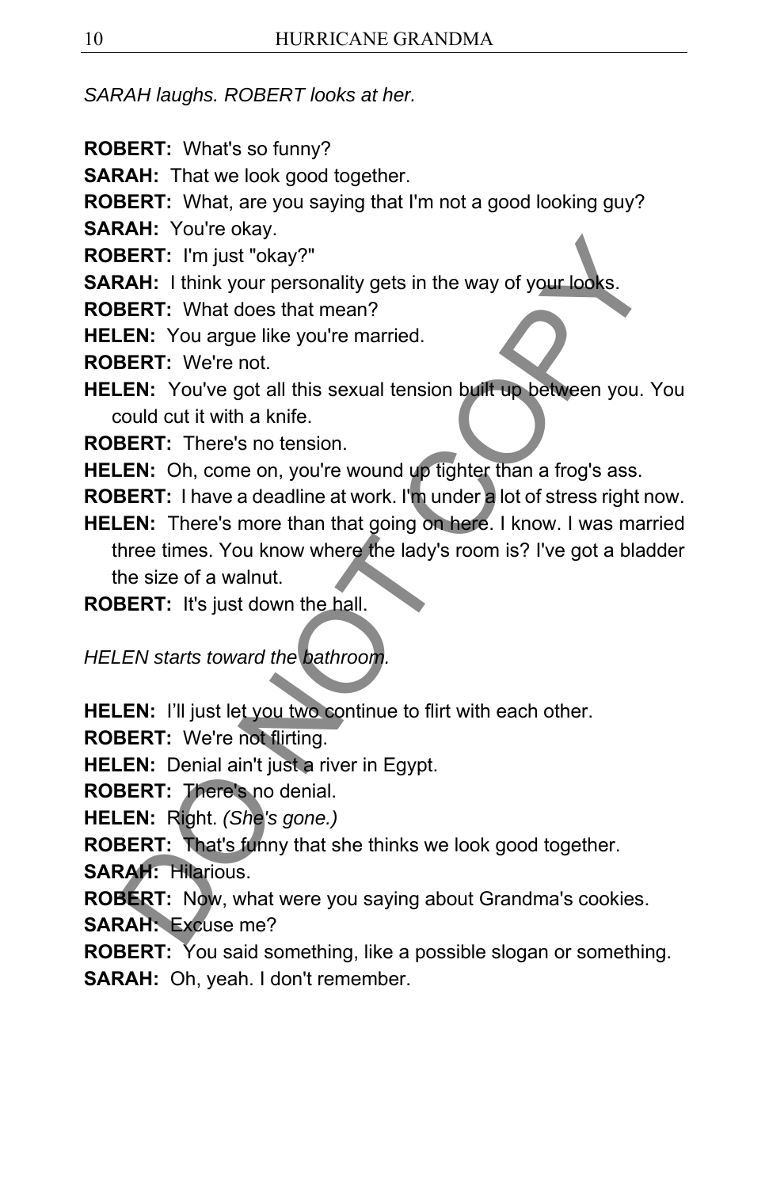*SARAH laughs. ROBERT looks at her.*

**ROBERT:** What's so funny?
**SARAH:** That we look good together.
**ROBERT:** What, are you saying that I'm not a good looking guy?
**SARAH:** You're okay.
**ROBERT:** I'm just "okay?"
**SARAH:** I think your personality gets in the way of your looks.
**ROBERT:** What does that mean?
**HELEN:** You argue like you're married.
**ROBERT:** We're not.
**HELEN:** You've got all this sexual tension built up between you. You could cut it with a knife.
**ROBERT:** There's no tension.
**HELEN:** Oh, come on, you're wound up tighter than a frog's ass.
**ROBERT:** I have a deadline at work. I'm under a lot of stress right now.
**HELEN:** There's more than that going on here. I know. I was married three times. You know where the lady's room is? I've got a bladder the size of a walnut.
**ROBERT:** It's just down the hall.

*HELEN starts toward the bathroom.*

**HELEN:** I'll just let you two continue to flirt with each other.
**ROBERT:** We're not flirting.
**HELEN:** Denial ain't just a river in Egypt.
**ROBERT:** There's no denial.
**HELEN:** Right. *(She's gone.)*
**ROBERT:** That's funny that she thinks we look good together.
**SARAH:** Hilarious.
**ROBERT:** Now, what were you saying about Grandma's cookies.
**SARAH:** Excuse me?
**ROBERT:** You said something, like a possible slogan or something.
**SARAH:** Oh, yeah. I don't remember.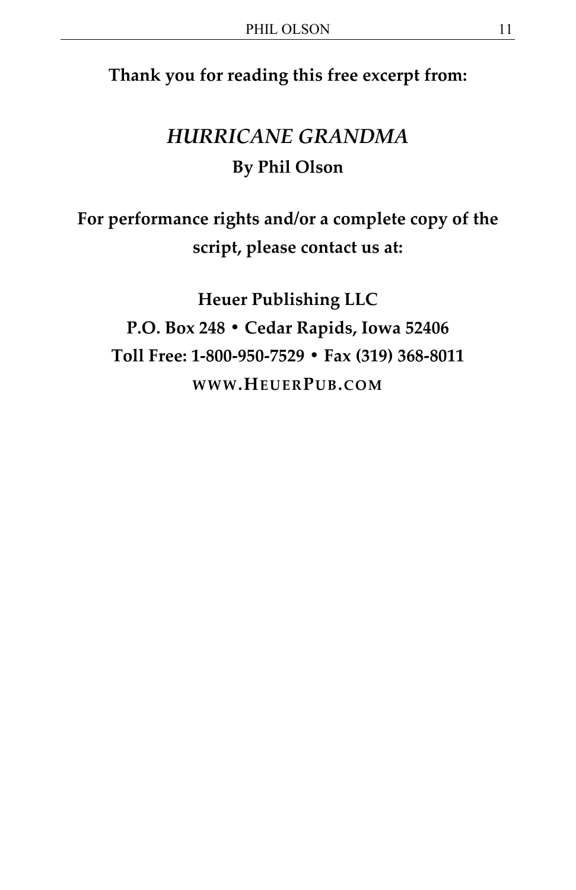**Thank you for reading this free excerpt from:**

*HURRICANE GRANDMA*

**By Phil Olson**

**For performance rights and/or a complete copy of the script, please contact us at:**

**Heuer Publishing LLC**

**P.O. Box 248 • Cedar Rapids, Iowa 52406**

**Toll Free: 1-800-950-7529 • Fax (319) 368-8011**

**WWW.HEUERPUB.COM**